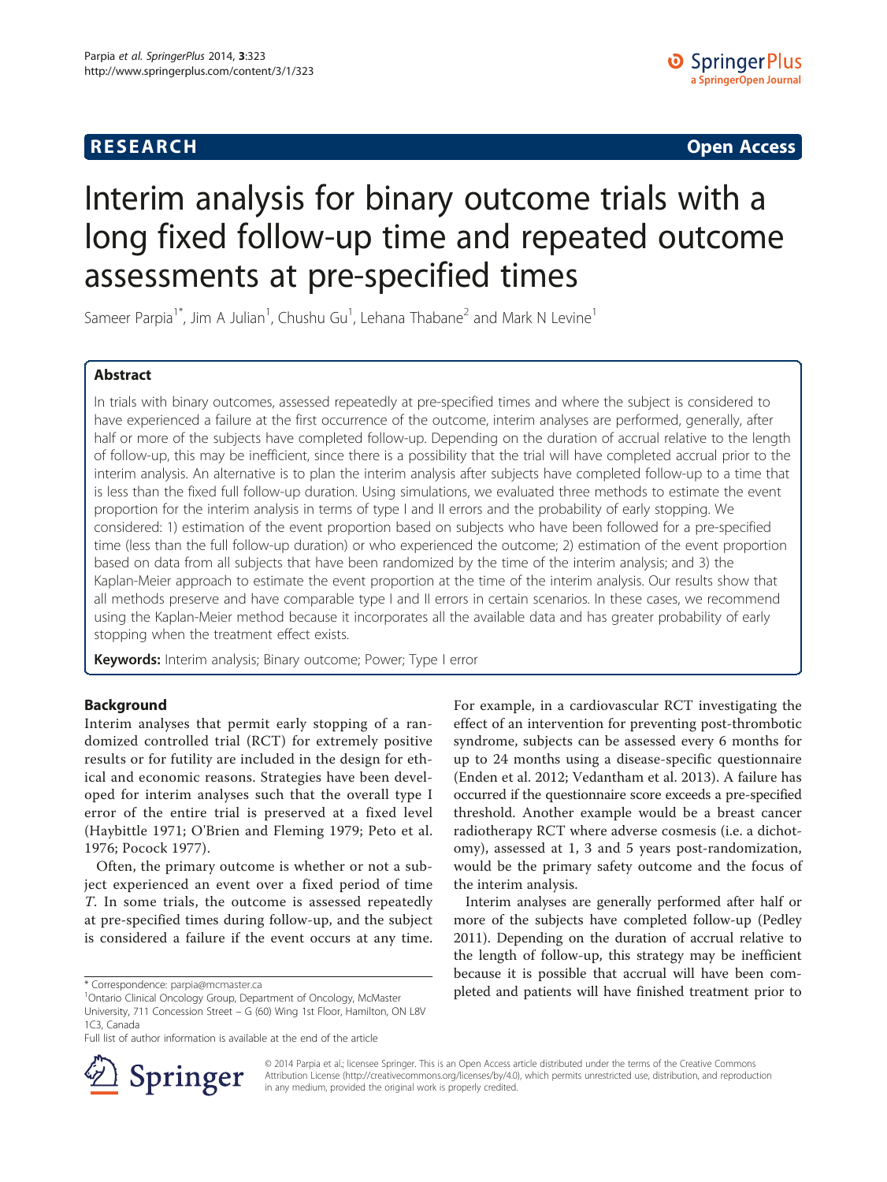**RESEARCH** **Open Access**

# Interim analysis for binary outcome trials with a long fixed follow-up time and repeated outcome assessments at pre-specified times

Sameer Parpia[1*], Jim A Julian[1], Chushu Gu[1], Lehana Thabane[2] and Mark N Levine[1]

## Abstract

In trials with binary outcomes, assessed repeatedly at pre-specified times and where the subject is considered to have experienced a failure at the first occurrence of the outcome, interim analyses are performed, generally, after half or more of the subjects have completed follow-up. Depending on the duration of accrual relative to the length of follow-up, this may be inefficient, since there is a possibility that the trial will have completed accrual prior to the interim analysis. An alternative is to plan the interim analysis after subjects have completed follow-up to a time that is less than the fixed full follow-up duration. Using simulations, we evaluated three methods to estimate the event proportion for the interim analysis in terms of type I and II errors and the probability of early stopping. We considered: 1) estimation of the event proportion based on subjects who have been followed for a pre-specified time (less than the full follow-up duration) or who experienced the outcome; 2) estimation of the event proportion based on data from all subjects that have been randomized by the time of the interim analysis; and 3) the Kaplan-Meier approach to estimate the event proportion at the time of the interim analysis. Our results show that all methods preserve and have comparable type I and II errors in certain scenarios. In these cases, we recommend using the Kaplan-Meier method because it incorporates all the available data and has greater probability of early stopping when the treatment effect exists.

**Keywords:** Interim analysis; Binary outcome; Power; Type I error

## Background

Interim analyses that permit early stopping of a randomized controlled trial (RCT) for extremely positive results or for futility are included in the design for ethical and economic reasons. Strategies have been developed for interim analyses such that the overall type I error of the entire trial is preserved at a fixed level (Haybittle 1971; O'Brien and Fleming 1979; Peto et al. 1976; Pocock 1977).

Often, the primary outcome is whether or not a subject experienced an event over a fixed period of time $T$. In some trials, the outcome is assessed repeatedly at pre-specified times during follow-up, and the subject is considered a failure if the event occurs at any time. For example, in a cardiovascular RCT investigating the effect of an intervention for preventing post-thrombotic syndrome, subjects can be assessed every 6 months for up to 24 months using a disease-specific questionnaire (Enden et al. 2012; Vedantham et al. 2013). A failure has occurred if the questionnaire score exceeds a pre-specified threshold. Another example would be a breast cancer radiotherapy RCT where adverse cosmesis (i.e. a dichotomy), assessed at 1, 3 and 5 years post-randomization, would be the primary safety outcome and the focus of the interim analysis.

Interim analyses are generally performed after half or more of the subjects have completed follow-up (Pedley 2011). Depending on the duration of accrual relative to the length of follow-up, this strategy may be inefficient because it is possible that accrual will have been completed and patients will have finished treatment prior to

\* Correspondence: parpia@mcmaster.ca
[1]Ontario Clinical Oncology Group, Department of Oncology, McMaster University, 711 Concession Street – G (60) Wing 1st Floor, Hamilton, ON L8V 1C3, Canada
Full list of author information is available at the end of the article

© 2014 Parpia et al.; licensee Springer. This is an Open Access article distributed under the terms of the Creative Commons Attribution License (http://creativecommons.org/licenses/by/4.0), which permits unrestricted use, distribution, and reproduction in any medium, provided the original work is properly credited.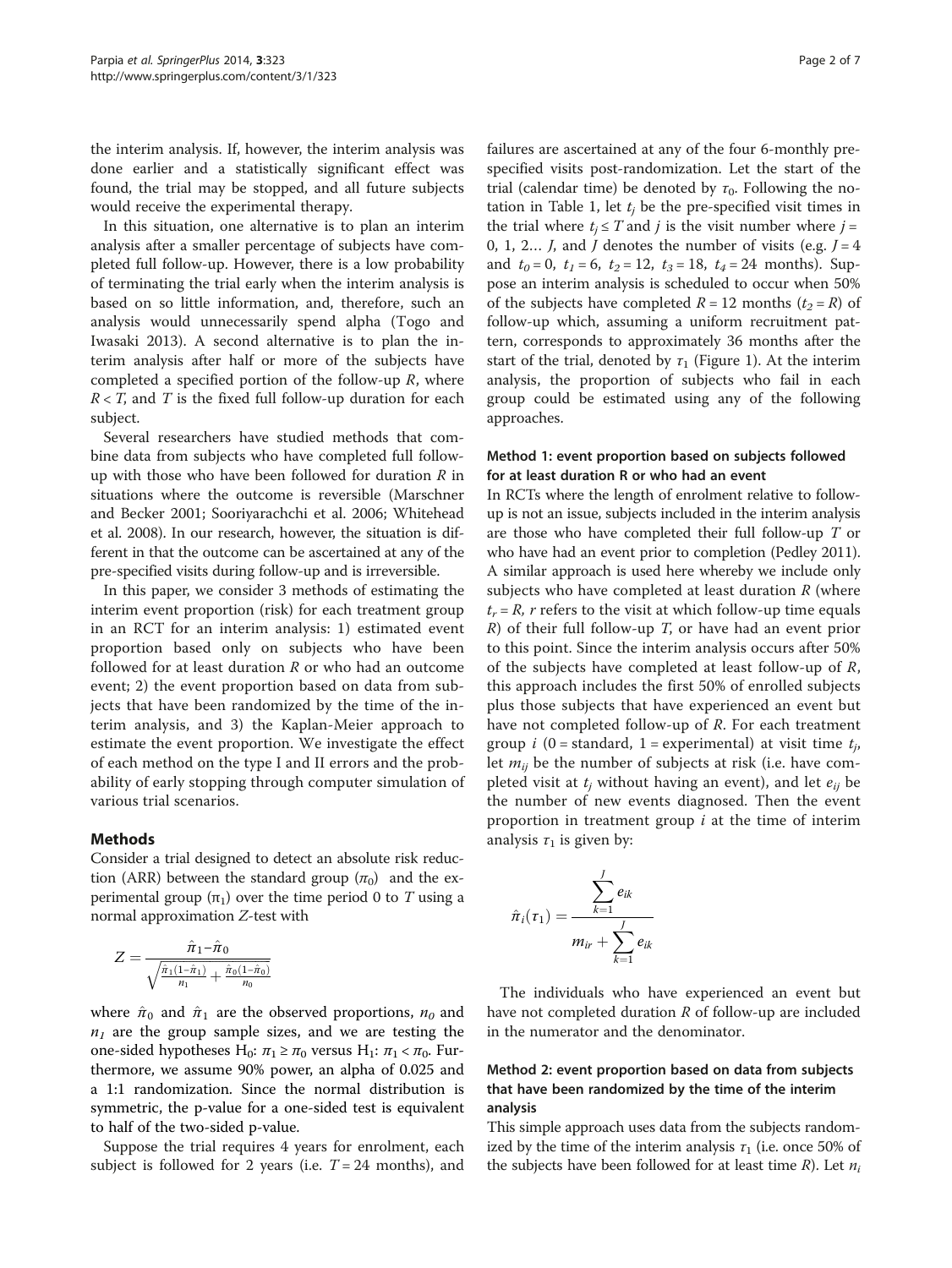the interim analysis. If, however, the interim analysis was done earlier and a statistically significant effect was found, the trial may be stopped, and all future subjects would receive the experimental therapy.

In this situation, one alternative is to plan an interim analysis after a smaller percentage of subjects have completed full follow-up. However, there is a low probability of terminating the trial early when the interim analysis is based on so little information, and, therefore, such an analysis would unnecessarily spend alpha (Togo and Iwasaki 2013). A second alternative is to plan the interim analysis after half or more of the subjects have completed a specified portion of the follow-up $R$, where $R < T$, and $T$ is the fixed full follow-up duration for each subject.

Several researchers have studied methods that combine data from subjects who have completed full follow-up with those who have been followed for duration $R$ in situations where the outcome is reversible (Marschner and Becker 2001; Sooriyarachchi et al. 2006; Whitehead et al. 2008). In our research, however, the situation is different in that the outcome can be ascertained at any of the pre-specified visits during follow-up and is irreversible.

In this paper, we consider 3 methods of estimating the interim event proportion (risk) for each treatment group in an RCT for an interim analysis: 1) estimated event proportion based only on subjects who have been followed for at least duration $R$ or who had an outcome event; 2) the event proportion based on data from subjects that have been randomized by the time of the interim analysis, and 3) the Kaplan-Meier approach to estimate the event proportion. We investigate the effect of each method on the type I and II errors and the probability of early stopping through computer simulation of various trial scenarios.

## Methods

Consider a trial designed to detect an absolute risk reduction (ARR) between the standard group ($\pi_0$) and the experimental group ($\pi_1$) over the time period 0 to $T$ using a normal approximation $Z$-test with

$$Z = \frac{\hat{\pi}_1 - \hat{\pi}_0}{\sqrt{\frac{\hat{\pi}_1(1-\hat{\pi}_1)}{n_1} + \frac{\hat{\pi}_0(1-\hat{\pi}_0)}{n_0}}}$$

where $\hat{\pi}_0$ and $\hat{\pi}_1$ are the observed proportions, $n_0$ and $n_1$ are the group sample sizes, and we are testing the one-sided hypotheses $H_0$: $\pi_1 \geq \pi_0$ versus $H_1$: $\pi_1 < \pi_0$. Furthermore, we assume 90% power, an alpha of 0.025 and a 1:1 randomization. Since the normal distribution is symmetric, the p-value for a one-sided test is equivalent to half of the two-sided p-value.

Suppose the trial requires 4 years for enrolment, each subject is followed for 2 years (i.e. $T = 24$ months), and failures are ascertained at any of the four 6-monthly pre-specified visits post-randomization. Let the start of the trial (calendar time) be denoted by $\tau_0$. Following the notation in Table 1, let $t_j$ be the pre-specified visit times in the trial where $t_j \leq T$ and $j$ is the visit number where $j = 0, 1, 2\ldots J$, and $J$ denotes the number of visits (e.g. $J = 4$ and $t_0 = 0$, $t_1 = 6$, $t_2 = 12$, $t_3 = 18$, $t_4 = 24$ months). Suppose an interim analysis is scheduled to occur when 50% of the subjects have completed $R = 12$ months ($t_2 = R$) of follow-up which, assuming a uniform recruitment pattern, corresponds to approximately 36 months after the start of the trial, denoted by $\tau_1$ (Figure 1). At the interim analysis, the proportion of subjects who fail in each group could be estimated using any of the following approaches.

### Method 1: event proportion based on subjects followed for at least duration R or who had an event

In RCTs where the length of enrolment relative to follow-up is not an issue, subjects included in the interim analysis are those who have completed their full follow-up $T$ or who have had an event prior to completion (Pedley 2011). A similar approach is used here whereby we include only subjects who have completed at least duration $R$ (where $t_r = R$, $r$ refers to the visit at which follow-up time equals $R$) of their full follow-up $T$, or have had an event prior to this point. Since the interim analysis occurs after 50% of the subjects have completed at least follow-up of $R$, this approach includes the first 50% of enrolled subjects plus those subjects that have experienced an event but have not completed follow-up of $R$. For each treatment group $i$ (0 = standard, 1 = experimental) at visit time $t_j$, let $m_{ij}$ be the number of subjects at risk (i.e. have completed visit at $t_j$ without having an event), and let $e_{ij}$ be the number of new events diagnosed. Then the event proportion in treatment group $i$ at the time of interim analysis $\tau_1$ is given by:

$$\hat{\pi}_i(\tau_1) = \frac{\sum_{k=1}^{J} e_{ik}}{m_{ir} + \sum_{k=1}^{J} e_{ik}}$$

The individuals who have experienced an event but have not completed duration $R$ of follow-up are included in the numerator and the denominator.

### Method 2: event proportion based on data from subjects that have been randomized by the time of the interim analysis

This simple approach uses data from the subjects randomized by the time of the interim analysis $\tau_1$ (i.e. once 50% of the subjects have been followed for at least time $R$). Let $n_i$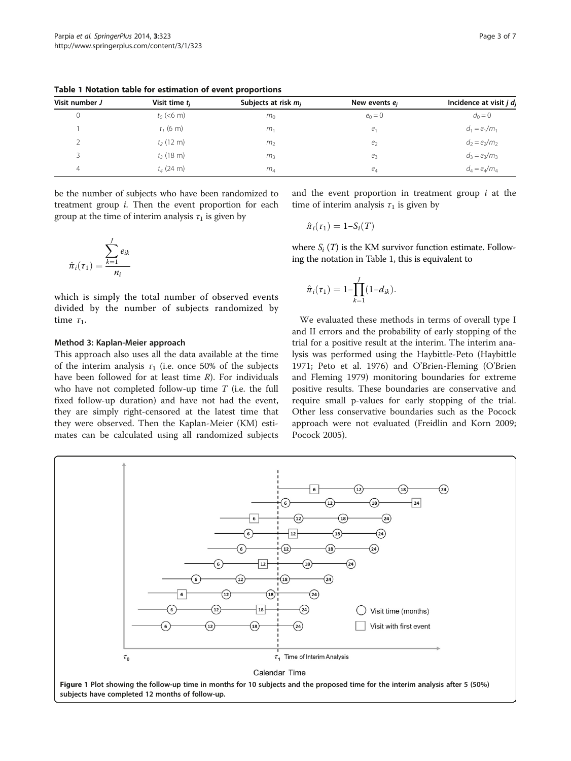**Table 1 Notation table for estimation of event proportions**

| Visit number $J$ | Visit time $t_j$ | Subjects at risk $m_j$ | New events $e_j$ | Incidence at visit $j$ $d_j$ |
|---|---|---|---|---|
| 0 | $t_0$ (<6 m) | $m_0$ | $e_0 = 0$ | $d_0 = 0$ |
| 1 | $t_1$ (6 m) | $m_1$ | $e_1$ | $d_1 = e_1/m_1$ |
| 2 | $t_2$ (12 m) | $m_2$ | $e_2$ | $d_2 = e_2/m_2$ |
| 3 | $t_3$ (18 m) | $m_3$ | $e_3$ | $d_3 = e_3/m_3$ |
| 4 | $t_4$ (24 m) | $m_4$ | $e_4$ | $d_4 = e_4/m_4$ |

be the number of subjects who have been randomized to treatment group $i$. Then the event proportion for each group at the time of interim analysis $\tau_1$ is given by

$$\hat{\pi}_i(\tau_1) = \frac{\sum_{k=1}^{J} e_{ik}}{n_i}$$

which is simply the total number of observed events divided by the number of subjects randomized by time $\tau_1$.

### Method 3: Kaplan-Meier approach

This approach also uses all the data available at the time of the interim analysis $\tau_1$ (i.e. once 50% of the subjects have been followed for at least time $R$). For individuals who have not completed follow-up time $T$ (i.e. the full fixed follow-up duration) and have not had the event, they are simply right-censored at the latest time that they were observed. Then the Kaplan-Meier (KM) estimates can be calculated using all randomized subjects and the event proportion in treatment group $i$ at the time of interim analysis $\tau_1$ is given by

$$\hat{\pi}_i(\tau_1) = 1 - S_i(T)$$

where $S_i(T)$ is the KM survivor function estimate. Following the notation in Table 1, this is equivalent to

$$\hat{\pi}_i(\tau_1) = 1 - \prod_{k=1}^{J}(1 - d_{ik}).$$

We evaluated these methods in terms of overall type I and II errors and the probability of early stopping of the trial for a positive result at the interim. The interim analysis was performed using the Haybittle-Peto (Haybittle 1971; Peto et al. 1976) and O'Brien-Fleming (O'Brien and Fleming 1979) monitoring boundaries for extreme positive results. These boundaries are conservative and require small p-values for early stopping of the trial. Other less conservative boundaries such as the Pocock approach were not evaluated (Freidlin and Korn 2009; Pocock 2005).

Visit time (months)
Visit with first event
$\tau_0$
$\tau_1$ Time of Interim Analysis
Calendar Time

**Figure 1** Plot showing the follow-up time in months for 10 subjects and the proposed time for the interim analysis after 5 (50%) subjects have completed 12 months of follow-up.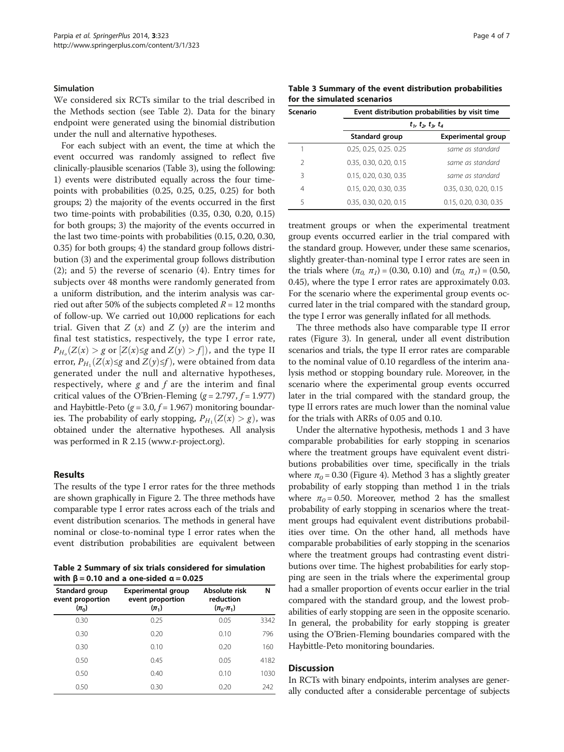### Simulation

We considered six RCTs similar to the trial described in the Methods section (see Table 2). Data for the binary endpoint were generated using the binomial distribution under the null and alternative hypotheses.

For each subject with an event, the time at which the event occurred was randomly assigned to reflect five clinically-plausible scenarios (Table 3), using the following: 1) events were distributed equally across the four time-points with probabilities (0.25, 0.25, 0.25, 0.25) for both groups; 2) the majority of the events occurred in the first two time-points with probabilities (0.35, 0.30, 0.20, 0.15) for both groups; 3) the majority of the events occurred in the last two time-points with probabilities (0.15, 0.20, 0.30, 0.35) for both groups; 4) the standard group follows distribution (3) and the experimental group follows distribution (2); and 5) the reverse of scenario (4). Entry times for subjects over 48 months were randomly generated from a uniform distribution, and the interim analysis was carried out after 50% of the subjects completed $R = 12$ months of follow-up. We carried out 10,000 replications for each trial. Given that $Z\ (x)$ and $Z\ (y)$ are the interim and final test statistics, respectively, the type I error rate, $P_{H_o}(Z(x) > g \text{ or } [Z(x) \leq g \text{ and } Z(y) > f])$, and the type II error, $P_{H_1}(Z(x) \leq g \text{ and } Z(y) \leq f)$, were obtained from data generated under the null and alternative hypotheses, respectively, where $g$ and $f$ are the interim and final critical values of the O'Brien-Fleming ($g = 2.797$, $f = 1.977$) and Haybittle-Peto ($g = 3.0$, $f = 1.967$) monitoring boundaries. The probability of early stopping, $P_{H_1}(Z(x) > g)$, was obtained under the alternative hypotheses. All analysis was performed in R 2.15 (www.r-project.org).

## Results

The results of the type I error rates for the three methods are shown graphically in Figure 2. The three methods have comparable type I error rates across each of the trials and event distribution scenarios. The methods in general have nominal or close-to-nominal type I error rates when the event distribution probabilities are equivalent between treatment groups or when the experimental treatment group events occurred earlier in the trial compared with the standard group. However, under these same scenarios, slightly greater-than-nominal type I error rates are seen in the trials where $(\pi_0, \pi_1) = (0.30, 0.10)$ and $(\pi_0, \pi_1) = (0.50, 0.45)$, where the type I error rates are approximately 0.03. For the scenario where the experimental group events occurred later in the trial compared with the standard group, the type I error was generally inflated for all methods.

The three methods also have comparable type II error rates (Figure 3). In general, under all event distribution scenarios and trials, the type II error rates are comparable to the nominal value of 0.10 regardless of the interim analysis method or stopping boundary rule. Moreover, in the scenario where the experimental group events occurred later in the trial compared with the standard group, the type II errors rates are much lower than the nominal value for the trials with ARRs of 0.05 and 0.10.

Under the alternative hypothesis, methods 1 and 3 have comparable probabilities for early stopping in scenarios where the treatment groups have equivalent event distributions probabilities over time, specifically in the trials where $\pi_0 = 0.30$ (Figure 4). Method 3 has a slightly greater probability of early stopping than method 1 in the trials where $\pi_0 = 0.50$. Moreover, method 2 has the smallest probability of early stopping in scenarios where the treatment groups had equivalent event distributions probabilities over time. On the other hand, all methods have comparable probabilities of early stopping in the scenarios where the treatment groups had contrasting event distributions over time. The highest probabilities for early stopping are seen in the trials where the experimental group had a smaller proportion of events occur earlier in the trial compared with the standard group, and the lowest probabilities of early stopping are seen in the opposite scenario. In general, the probability for early stopping is greater using the O'Brien-Fleming boundaries compared with the Haybittle-Peto monitoring boundaries.

**Table 2 Summary of six trials considered for simulation with β = 0.10 and a one-sided α = 0.025**

| Standard group event proportion ($\pi_0$) | Experimental group event proportion ($\pi_1$) | Absolute risk reduction ($\pi_0$-$\pi_1$) | N |
|---|---|---|---|
| 0.30 | 0.25 | 0.05 | 3342 |
| 0.30 | 0.20 | 0.10 | 796 |
| 0.30 | 0.10 | 0.20 | 160 |
| 0.50 | 0.45 | 0.05 | 4182 |
| 0.50 | 0.40 | 0.10 | 1030 |
| 0.50 | 0.30 | 0.20 | 242 |

**Table 3 Summary of the event distribution probabilities for the simulated scenarios**

| Scenario | Event distribution probabilities by visit time | |
|---|---|---|
| | $t_1$, $t_2$, $t_3$, $t_4$ | |
| | Standard group | Experimental group |
| 1 | 0.25, 0.25, 0.25. 0.25 | *same as standard* |
| 2 | 0.35, 0.30, 0.20, 0.15 | *same as standard* |
| 3 | 0.15, 0.20, 0.30, 0.35 | *same as standard* |
| 4 | 0.15, 0.20, 0.30, 0.35 | 0.35, 0.30, 0.20, 0.15 |
| 5 | 0.35, 0.30, 0.20, 0.15 | 0.15, 0.20, 0.30, 0.35 |

## Discussion

In RCTs with binary endpoints, interim analyses are generally conducted after a considerable percentage of subjects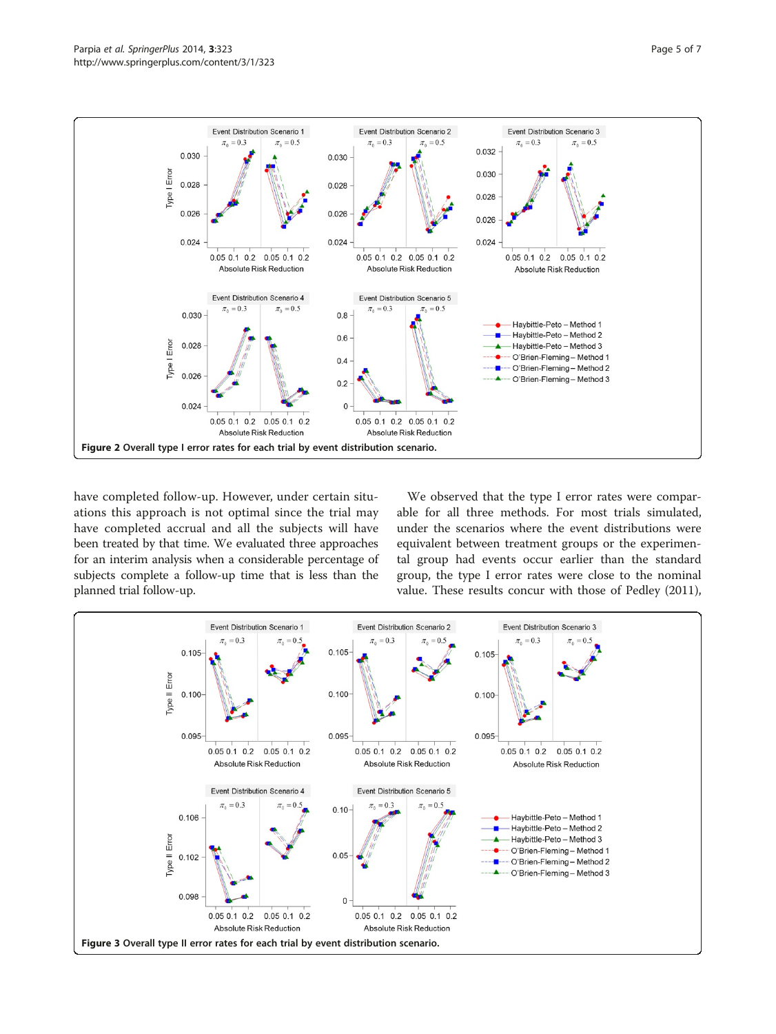Event Distribution Scenario 1
$\pi_0 = 0.3$ $\pi_0 = 0.5$
Type I Error
0.030
0.028
0.026
0.024
0.05 0.1 0.2 0.05 0.1 0.2
Absolute Risk Reduction

Event Distribution Scenario 2
$\pi_0 = 0.3$ $\pi_0 = 0.5$
0.030
0.028
0.026
0.024
0.05 0.1 0.2 0.05 0.1 0.2
Absolute Risk Reduction

Event Distribution Scenario 3
$\pi_0 = 0.3$ $\pi_0 = 0.5$
0.032
0.030
0.028
0.026
0.024
0.05 0.1 0.2 0.05 0.1 0.2
Absolute Risk Reduction

Event Distribution Scenario 4
$\pi_0 = 0.3$ $\pi_0 = 0.5$
Type I Error
0.030
0.028
0.026
0.024
0.05 0.1 0.2 0.05 0.1 0.2
Absolute Risk Reduction

Event Distribution Scenario 5
$\pi_0 = 0.3$ $\pi_0 = 0.5$
0.8
0.6
0.4
0.2
0
0.05 0.1 0.2 0.05 0.1 0.2
Absolute Risk Reduction

Haybittle-Peto – Method 1
Haybittle-Peto – Method 2
Haybittle-Peto – Method 3
O'Brien-Fleming – Method 1
O'Brien-Fleming – Method 2
O'Brien-Fleming – Method 3

**Figure 2** Overall type I error rates for each trial by event distribution scenario.

have completed follow-up. However, under certain situations this approach is not optimal since the trial may have completed accrual and all the subjects will have been treated by that time. We evaluated three approaches for an interim analysis when a considerable percentage of subjects complete a follow-up time that is less than the planned trial follow-up.

We observed that the type I error rates were comparable for all three methods. For most trials simulated, under the scenarios where the event distributions were equivalent between treatment groups or the experimental group had events occur earlier than the standard group, the type I error rates were close to the nominal value. These results concur with those of Pedley (2011),

Event Distribution Scenario 1
$\pi_0 = 0.3$ $\pi_0 = 0.5$
Type II Error
0.105
0.100
0.095
0.05 0.1 0.2 0.05 0.1 0.2
Absolute Risk Reduction

Event Distribution Scenario 2
$\pi_0 = 0.3$ $\pi_0 = 0.5$
0.105
0.100
0.095
0.05 0.1 0.2 0.05 0.1 0.2
Absolute Risk Reduction

Event Distribution Scenario 3
$\pi_0 = 0.3$ $\pi_0 = 0.5$
0.105
0.100
0.095
0.05 0.1 0.2 0.05 0.1 0.2
Absolute Risk Reduction

Event Distribution Scenario 4
$\pi_0 = 0.3$ $\pi_0 = 0.5$
Type II Error
0.106
0.102
0.098
0.05 0.1 0.2 0.05 0.1 0.2
Absolute Risk Reduction

Event Distribution Scenario 5
$\pi_0 = 0.3$ $\pi_0 = 0.5$
0.10
0.05
0
0.05 0.1 0.2 0.05 0.1 0.2
Absolute Risk Reduction

Haybittle-Peto – Method 1
Haybittle-Peto – Method 2
Haybittle-Peto – Method 3
O'Brien-Fleming – Method 1
O'Brien-Fleming – Method 2
O'Brien-Fleming – Method 3

**Figure 3** Overall type II error rates for each trial by event distribution scenario.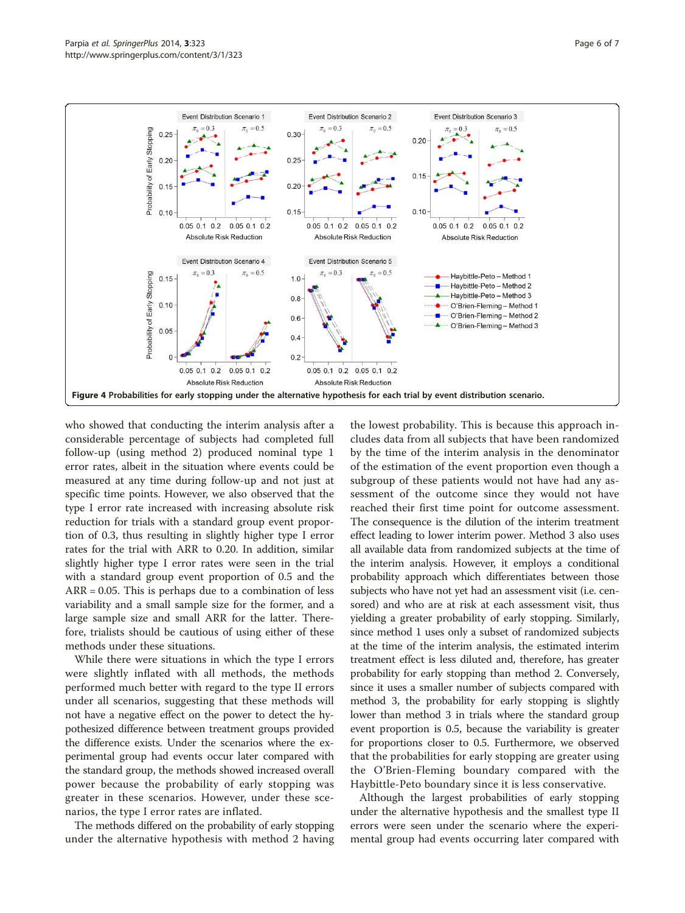Event Distribution Scenario 1

$\pi_0 = 0.3$ $\pi_0 = 0.5$

Probability of Early Stopping

0.25 0.20 0.15 0.10

0.05 0.1 0.2 0.05 0.1 0.2

Absolute Risk Reduction

Event Distribution Scenario 2

$\pi_0 = 0.3$ $\pi_0 = 0.5$

0.30 0.25 0.20 0.15

0.05 0.1 0.2 0.05 0.1 0.2

Absolute Risk Reduction

Event Distribution Scenario 3

$\pi_0 = 0.3$ $\pi_0 = 0.5$

0.20 0.15 0.10

0.05 0.1 0.2 0.05 0.1 0.2

Absolute Risk Reduction

Event Distribution Scenario 4

$\pi_0 = 0.3$ $\pi_0 = 0.5$

Probability of Early Stopping

0.15 0.10 0.05 0

0.05 0.1 0.2 0.05 0.1 0.2

Absolute Risk Reduction

Event Distribution Scenario 5

$\pi_0 = 0.3$ $\pi_0 = 0.5$

1.0 0.8 0.6 0.4 0.2

0.05 0.1 0.2 0.05 0.1 0.2

Absolute Risk Reduction

Haybittle-Peto – Method 1
Haybittle-Peto – Method 2
Haybittle-Peto – Method 3
O'Brien-Fleming – Method 1
O'Brien-Fleming – Method 2
O'Brien-Fleming – Method 3

**Figure 4 Probabilities for early stopping under the alternative hypothesis for each trial by event distribution scenario.**

who showed that conducting the interim analysis after a considerable percentage of subjects had completed full follow-up (using method 2) produced nominal type 1 error rates, albeit in the situation where events could be measured at any time during follow-up and not just at specific time points. However, we also observed that the type I error rate increased with increasing absolute risk reduction for trials with a standard group event proportion of 0.3, thus resulting in slightly higher type I error rates for the trial with ARR to 0.20. In addition, similar slightly higher type I error rates were seen in the trial with a standard group event proportion of 0.5 and the ARR = 0.05. This is perhaps due to a combination of less variability and a small sample size for the former, and a large sample size and small ARR for the latter. Therefore, trialists should be cautious of using either of these methods under these situations.

While there were situations in which the type I errors were slightly inflated with all methods, the methods performed much better with regard to the type II errors under all scenarios, suggesting that these methods will not have a negative effect on the power to detect the hypothesized difference between treatment groups provided the difference exists. Under the scenarios where the experimental group had events occur later compared with the standard group, the methods showed increased overall power because the probability of early stopping was greater in these scenarios. However, under these scenarios, the type I error rates are inflated.

The methods differed on the probability of early stopping under the alternative hypothesis with method 2 having the lowest probability. This is because this approach includes data from all subjects that have been randomized by the time of the interim analysis in the denominator of the estimation of the event proportion even though a subgroup of these patients would not have had any assessment of the outcome since they would not have reached their first time point for outcome assessment. The consequence is the dilution of the interim treatment effect leading to lower interim power. Method 3 also uses all available data from randomized subjects at the time of the interim analysis. However, it employs a conditional probability approach which differentiates between those subjects who have not yet had an assessment visit (i.e. censored) and who are at risk at each assessment visit, thus yielding a greater probability of early stopping. Similarly, since method 1 uses only a subset of randomized subjects at the time of the interim analysis, the estimated interim treatment effect is less diluted and, therefore, has greater probability for early stopping than method 2. Conversely, since it uses a smaller number of subjects compared with method 3, the probability for early stopping is slightly lower than method 3 in trials where the standard group event proportion is 0.5, because the variability is greater for proportions closer to 0.5. Furthermore, we observed that the probabilities for early stopping are greater using the O'Brien-Fleming boundary compared with the Haybittle-Peto boundary since it is less conservative.

Although the largest probabilities of early stopping under the alternative hypothesis and the smallest type II errors were seen under the scenario where the experimental group had events occurring later compared with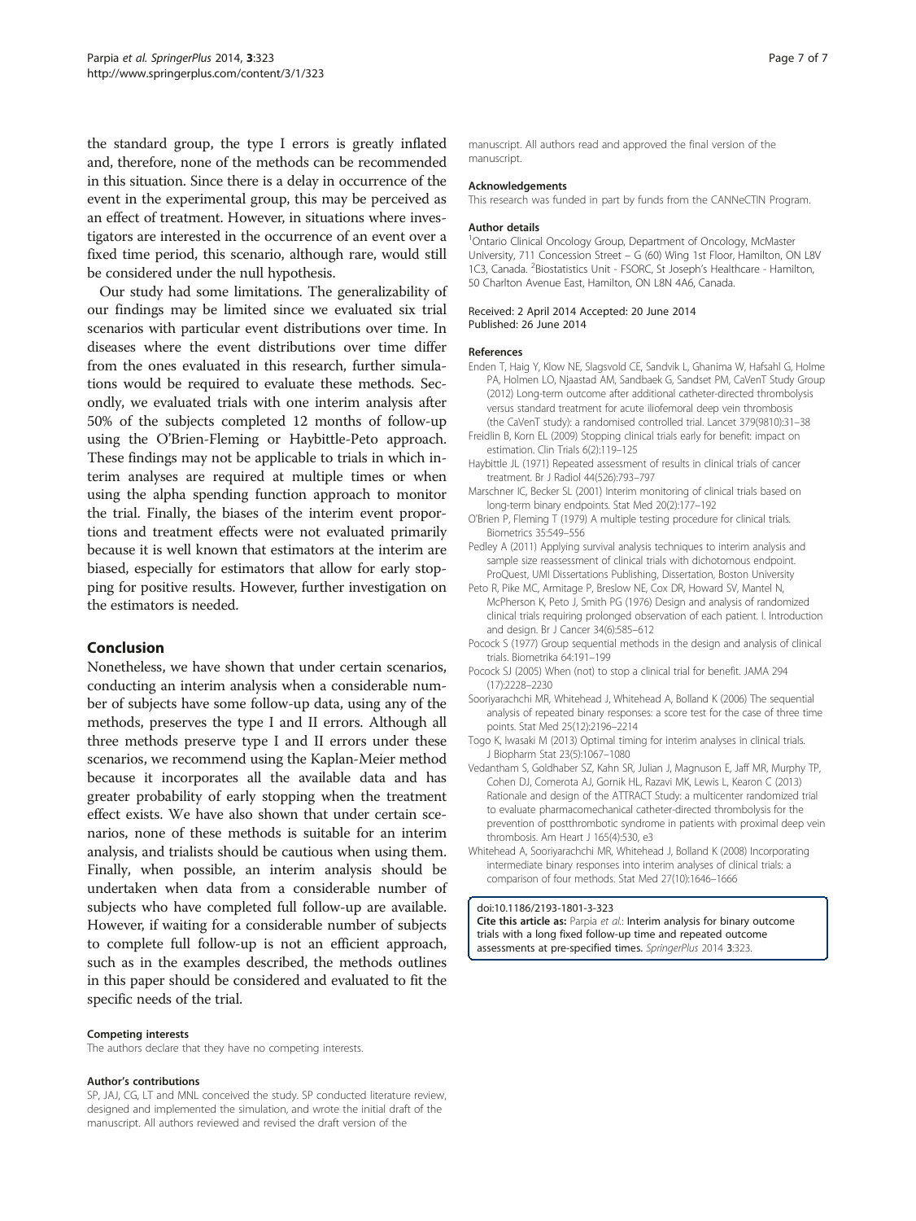the standard group, the type I errors is greatly inflated and, therefore, none of the methods can be recommended in this situation. Since there is a delay in occurrence of the event in the experimental group, this may be perceived as an effect of treatment. However, in situations where investigators are interested in the occurrence of an event over a fixed time period, this scenario, although rare, would still be considered under the null hypothesis.

Our study had some limitations. The generalizability of our findings may be limited since we evaluated six trial scenarios with particular event distributions over time. In diseases where the event distributions over time differ from the ones evaluated in this research, further simulations would be required to evaluate these methods. Secondly, we evaluated trials with one interim analysis after 50% of the subjects completed 12 months of follow-up using the O'Brien-Fleming or Haybittle-Peto approach. These findings may not be applicable to trials in which interim analyses are required at multiple times or when using the alpha spending function approach to monitor the trial. Finally, the biases of the interim event proportions and treatment effects were not evaluated primarily because it is well known that estimators at the interim are biased, especially for estimators that allow for early stopping for positive results. However, further investigation on the estimators is needed.

## Conclusion

Nonetheless, we have shown that under certain scenarios, conducting an interim analysis when a considerable number of subjects have some follow-up data, using any of the methods, preserves the type I and II errors. Although all three methods preserve type I and II errors under these scenarios, we recommend using the Kaplan-Meier method because it incorporates all the available data and has greater probability of early stopping when the treatment effect exists. We have also shown that under certain scenarios, none of these methods is suitable for an interim analysis, and trialists should be cautious when using them. Finally, when possible, an interim analysis should be undertaken when data from a considerable number of subjects who have completed full follow-up are available. However, if waiting for a considerable number of subjects to complete full follow-up is not an efficient approach, such as in the examples described, the methods outlines in this paper should be considered and evaluated to fit the specific needs of the trial.

#### Competing interests

The authors declare that they have no competing interests.

#### Author's contributions

SP, JAJ, CG, LT and MNL conceived the study. SP conducted literature review, designed and implemented the simulation, and wrote the initial draft of the manuscript. All authors reviewed and revised the draft version of the manuscript. All authors read and approved the final version of the manuscript.

#### Acknowledgements

This research was funded in part by funds from the CANNeCTIN Program.

#### Author details

[1]Ontario Clinical Oncology Group, Department of Oncology, McMaster University, 711 Concession Street – G (60) Wing 1st Floor, Hamilton, ON L8V 1C3, Canada. [2]Biostatistics Unit - FSORC, St Joseph's Healthcare - Hamilton, 50 Charlton Avenue East, Hamilton, ON L8N 4A6, Canada.

Received: 2 April 2014 Accepted: 20 June 2014
Published: 26 June 2014

#### References

- Enden T, Haig Y, Klow NE, Slagsvold CE, Sandvik L, Ghanima W, Hafsahl G, Holme PA, Holmen LO, Njaastad AM, Sandbaek G, Sandset PM, CaVenT Study Group (2012) Long-term outcome after additional catheter-directed thrombolysis versus standard treatment for acute iliofemoral deep vein thrombosis (the CaVenT study): a randomised controlled trial. Lancet 379(9810):31–38
- Freidlin B, Korn EL (2009) Stopping clinical trials early for benefit: impact on estimation. Clin Trials 6(2):119–125
- Haybittle JL (1971) Repeated assessment of results in clinical trials of cancer treatment. Br J Radiol 44(526):793–797
- Marschner IC, Becker SL (2001) Interim monitoring of clinical trials based on long-term binary endpoints. Stat Med 20(2):177–192
- O'Brien P, Fleming T (1979) A multiple testing procedure for clinical trials. Biometrics 35:549–556
- Pedley A (2011) Applying survival analysis techniques to interim analysis and sample size reassessment of clinical trials with dichotomous endpoint. ProQuest, UMI Dissertations Publishing, Dissertation, Boston University
- Peto R, Pike MC, Armitage P, Breslow NE, Cox DR, Howard SV, Mantel N, McPherson K, Peto J, Smith PG (1976) Design and analysis of randomized clinical trials requiring prolonged observation of each patient. I. Introduction and design. Br J Cancer 34(6):585–612
- Pocock S (1977) Group sequential methods in the design and analysis of clinical trials. Biometrika 64:191–199
- Pocock SJ (2005) When (not) to stop a clinical trial for benefit. JAMA 294 (17):2228–2230
- Sooriyarachchi MR, Whitehead J, Whitehead A, Bolland K (2006) The sequential analysis of repeated binary responses: a score test for the case of three time points. Stat Med 25(12):2196–2214
- Togo K, Iwasaki M (2013) Optimal timing for interim analyses in clinical trials. J Biopharm Stat 23(5):1067–1080
- Vedantham S, Goldhaber SZ, Kahn SR, Julian J, Magnuson E, Jaff MR, Murphy TP, Cohen DJ, Comerota AJ, Gornik HL, Razavi MK, Lewis L, Kearon C (2013) Rationale and design of the ATTRACT Study: a multicenter randomized trial to evaluate pharmacomechanical catheter-directed thrombolysis for the prevention of postthrombotic syndrome in patients with proximal deep vein thrombosis. Am Heart J 165(4):530, e3
- Whitehead A, Sooriyarachchi MR, Whitehead J, Bolland K (2008) Incorporating intermediate binary responses into interim analyses of clinical trials: a comparison of four methods. Stat Med 27(10):1646–1666

doi:10.1186/2193-1801-3-323
**Cite this article as:** Parpia *et al.*: Interim analysis for binary outcome trials with a long fixed follow-up time and repeated outcome assessments at pre-specified times. *SpringerPlus* 2014 **3**:323.